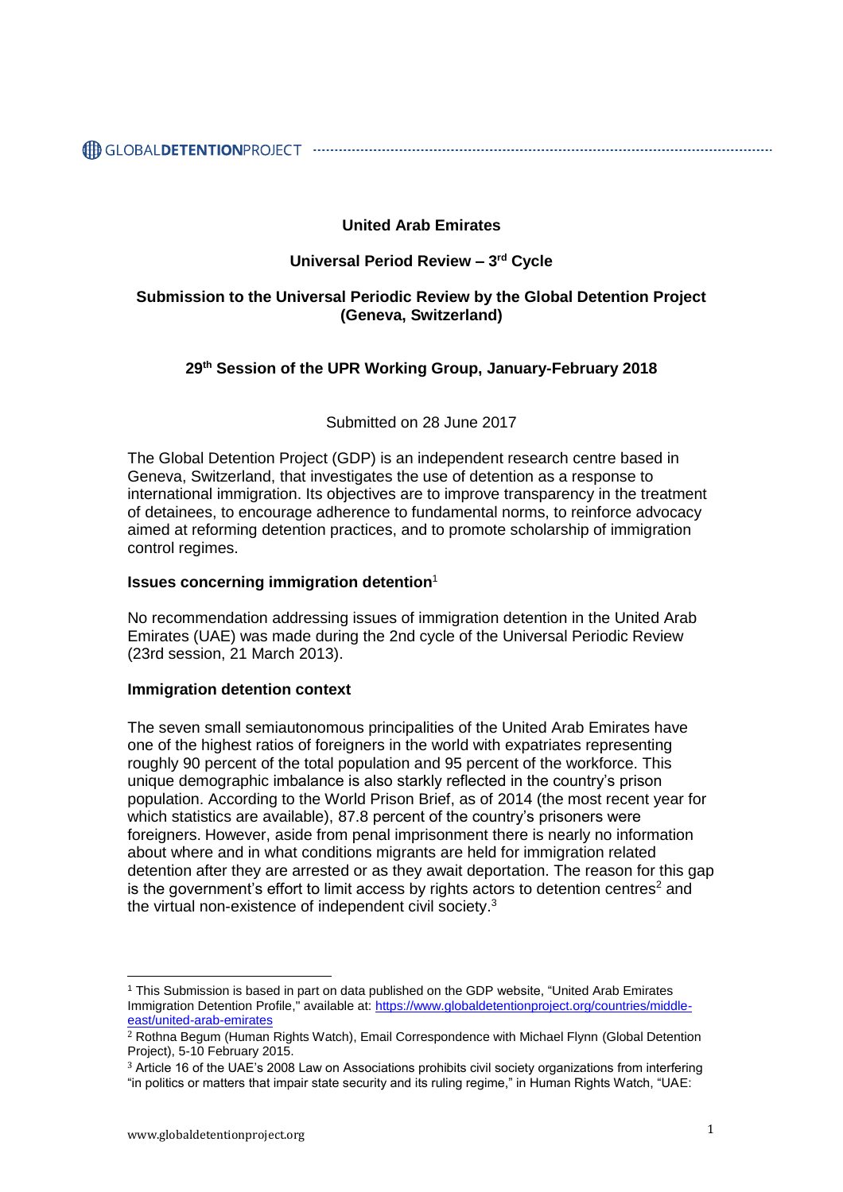# United Arab Emirates

## Universal Period Review – 3rd Cycle

## Submission to the Universal Periodic Review by the Global Detention Project (Geneva, Switzerland)

## 29th Session of the UPR Working Group, January-February 2018

Submitted on 28 June 2017

The Global Detention Project (GDP) is an independent research centre based in Geneva, Switzerland, that investigates the use of detention as a response to international immigration. Its objectives are to improve transparency in the treatment of detainees, to encourage adherence to fundamental norms, to reinforce advocacy aimed at reforming detention practices, and to promote scholarship of immigration control regimes.

**Issues concerning immigration detention**[1]

No recommendation addressing issues of immigration detention in the United Arab Emirates (UAE) was made during the 2nd cycle of the Universal Periodic Review (23rd session, 21 March 2013).

**Immigration detention context**

The seven small semiautonomous principalities of the United Arab Emirates have one of the highest ratios of foreigners in the world with expatriates representing roughly 90 percent of the total population and 95 percent of the workforce. This unique demographic imbalance is also starkly reflected in the country's prison population. According to the World Prison Brief, as of 2014 (the most recent year for which statistics are available), 87.8 percent of the country's prisoners were foreigners. However, aside from penal imprisonment there is nearly no information about where and in what conditions migrants are held for immigration related detention after they are arrested or as they await deportation. The reason for this gap is the government's effort to limit access by rights actors to detention centres[2] and the virtual non-existence of independent civil society.[3]

---

[1] This Submission is based in part on data published on the GDP website, "United Arab Emirates Immigration Detention Profile," available at: https://www.globaldetentionproject.org/countries/middle-east/united-arab-emirates

[2] Rothna Begum (Human Rights Watch), Email Correspondence with Michael Flynn (Global Detention Project), 5-10 February 2015.

[3] Article 16 of the UAE's 2008 Law on Associations prohibits civil society organizations from interfering "in politics or matters that impair state security and its ruling regime," in Human Rights Watch, "UAE: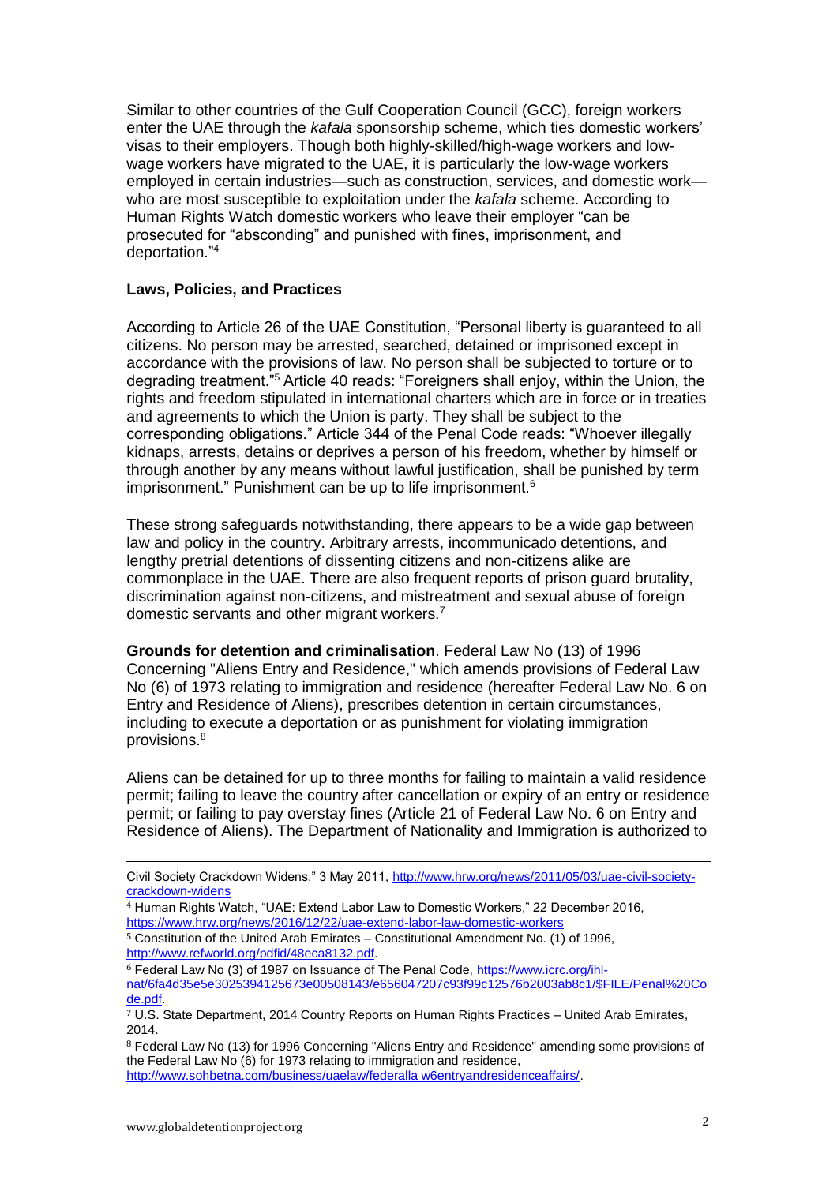Similar to other countries of the Gulf Cooperation Council (GCC), foreign workers enter the UAE through the *kafala* sponsorship scheme, which ties domestic workers' visas to their employers. Though both highly-skilled/high-wage workers and low-wage workers have migrated to the UAE, it is particularly the low-wage workers employed in certain industries—such as construction, services, and domestic work—who are most susceptible to exploitation under the *kafala* scheme. According to Human Rights Watch domestic workers who leave their employer "can be prosecuted for "absconding" and punished with fines, imprisonment, and deportation."[4]

**Laws, Policies, and Practices**

According to Article 26 of the UAE Constitution, "Personal liberty is guaranteed to all citizens. No person may be arrested, searched, detained or imprisoned except in accordance with the provisions of law. No person shall be subjected to torture or to degrading treatment."[5] Article 40 reads: "Foreigners shall enjoy, within the Union, the rights and freedom stipulated in international charters which are in force or in treaties and agreements to which the Union is party. They shall be subject to the corresponding obligations." Article 344 of the Penal Code reads: "Whoever illegally kidnaps, arrests, detains or deprives a person of his freedom, whether by himself or through another by any means without lawful justification, shall be punished by term imprisonment." Punishment can be up to life imprisonment.[6]

These strong safeguards notwithstanding, there appears to be a wide gap between law and policy in the country. Arbitrary arrests, incommunicado detentions, and lengthy pretrial detentions of dissenting citizens and non-citizens alike are commonplace in the UAE. There are also frequent reports of prison guard brutality, discrimination against non-citizens, and mistreatment and sexual abuse of foreign domestic servants and other migrant workers.[7]

**Grounds for detention and criminalisation**. Federal Law No (13) of 1996 Concerning "Aliens Entry and Residence," which amends provisions of Federal Law No (6) of 1973 relating to immigration and residence (hereafter Federal Law No. 6 on Entry and Residence of Aliens), prescribes detention in certain circumstances, including to execute a deportation or as punishment for violating immigration provisions.[8]

Aliens can be detained for up to three months for failing to maintain a valid residence permit; failing to leave the country after cancellation or expiry of an entry or residence permit; or failing to pay overstay fines (Article 21 of Federal Law No. 6 on Entry and Residence of Aliens). The Department of Nationality and Immigration is authorized to

---

Civil Society Crackdown Widens," 3 May 2011, http://www.hrw.org/news/2011/05/03/uae-civil-society-crackdown-widens

[4] Human Rights Watch, "UAE: Extend Labor Law to Domestic Workers," 22 December 2016, https://www.hrw.org/news/2016/12/22/uae-extend-labor-law-domestic-workers

[5] Constitution of the United Arab Emirates – Constitutional Amendment No. (1) of 1996, http://www.refworld.org/pdfid/48eca8132.pdf.

[6] Federal Law No (3) of 1987 on Issuance of The Penal Code, https://www.icrc.org/ihl-nat/6fa4d35e5e3025394125673e00508143/e656047207c93f99c12576b2003ab8c1/$FILE/Penal%20Code.pdf.

[7] U.S. State Department, 2014 Country Reports on Human Rights Practices – United Arab Emirates, 2014.

[8] Federal Law No (13) for 1996 Concerning "Aliens Entry and Residence" amending some provisions of the Federal Law No (6) for 1973 relating to immigration and residence, http://www.sohbetna.com/business/uaelaw/federalla w6entryandresidenceaffairs/.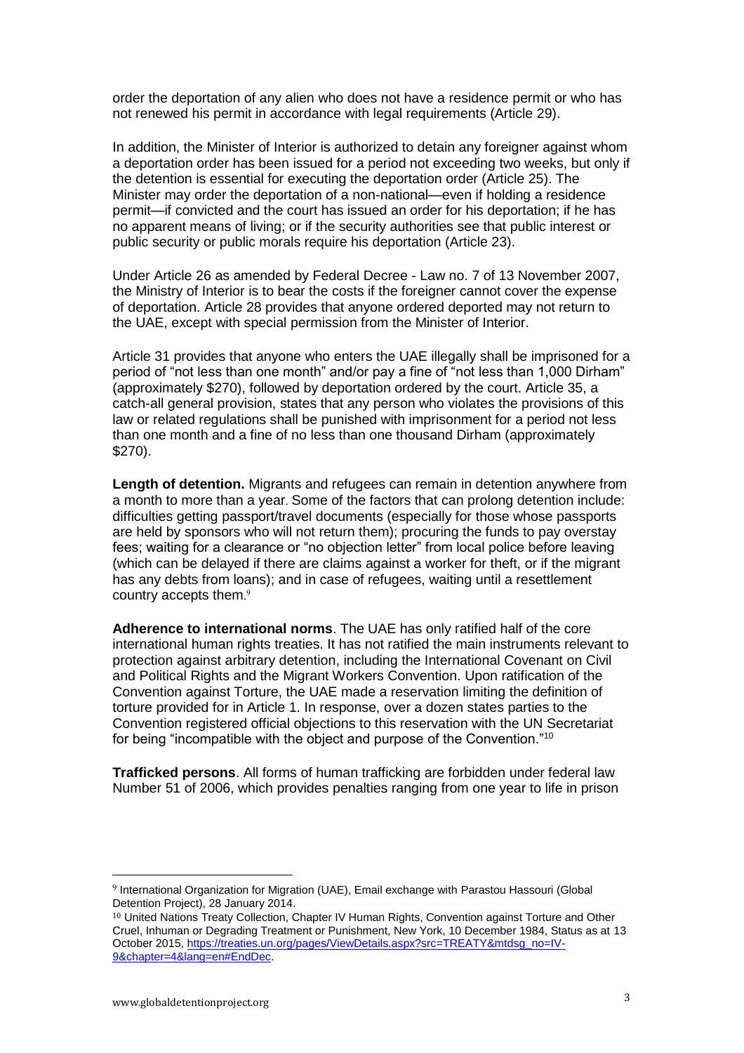order the deportation of any alien who does not have a residence permit or who has not renewed his permit in accordance with legal requirements (Article 29).

In addition, the Minister of Interior is authorized to detain any foreigner against whom a deportation order has been issued for a period not exceeding two weeks, but only if the detention is essential for executing the deportation order (Article 25). The Minister may order the deportation of a non-national—even if holding a residence permit—if convicted and the court has issued an order for his deportation; if he has no apparent means of living; or if the security authorities see that public interest or public security or public morals require his deportation (Article 23).

Under Article 26 as amended by Federal Decree - Law no. 7 of 13 November 2007, the Ministry of Interior is to bear the costs if the foreigner cannot cover the expense of deportation. Article 28 provides that anyone ordered deported may not return to the UAE, except with special permission from the Minister of Interior.

Article 31 provides that anyone who enters the UAE illegally shall be imprisoned for a period of "not less than one month" and/or pay a fine of "not less than 1,000 Dirham" (approximately $270), followed by deportation ordered by the court. Article 35, a catch-all general provision, states that any person who violates the provisions of this law or related regulations shall be punished with imprisonment for a period not less than one month and a fine of no less than one thousand Dirham (approximately $270).

**Length of detention.** Migrants and refugees can remain in detention anywhere from a month to more than a year. Some of the factors that can prolong detention include: difficulties getting passport/travel documents (especially for those whose passports are held by sponsors who will not return them); procuring the funds to pay overstay fees; waiting for a clearance or "no objection letter" from local police before leaving (which can be delayed if there are claims against a worker for theft, or if the migrant has any debts from loans); and in case of refugees, waiting until a resettlement country accepts them.[9]

**Adherence to international norms**. The UAE has only ratified half of the core international human rights treaties. It has not ratified the main instruments relevant to protection against arbitrary detention, including the International Covenant on Civil and Political Rights and the Migrant Workers Convention. Upon ratification of the Convention against Torture, the UAE made a reservation limiting the definition of torture provided for in Article 1. In response, over a dozen states parties to the Convention registered official objections to this reservation with the UN Secretariat for being "incompatible with the object and purpose of the Convention."[10]

**Trafficked persons**. All forms of human trafficking are forbidden under federal law Number 51 of 2006, which provides penalties ranging from one year to life in prison

---

[9] International Organization for Migration (UAE), Email exchange with Parastou Hassouri (Global Detention Project), 28 January 2014.

[10] United Nations Treaty Collection, Chapter IV Human Rights, Convention against Torture and Other Cruel, Inhuman or Degrading Treatment or Punishment, New York, 10 December 1984, Status as at 13 October 2015, https://treaties.un.org/pages/ViewDetails.aspx?src=TREATY&mtdsg_no=IV-9&chapter=4&lang=en#EndDec.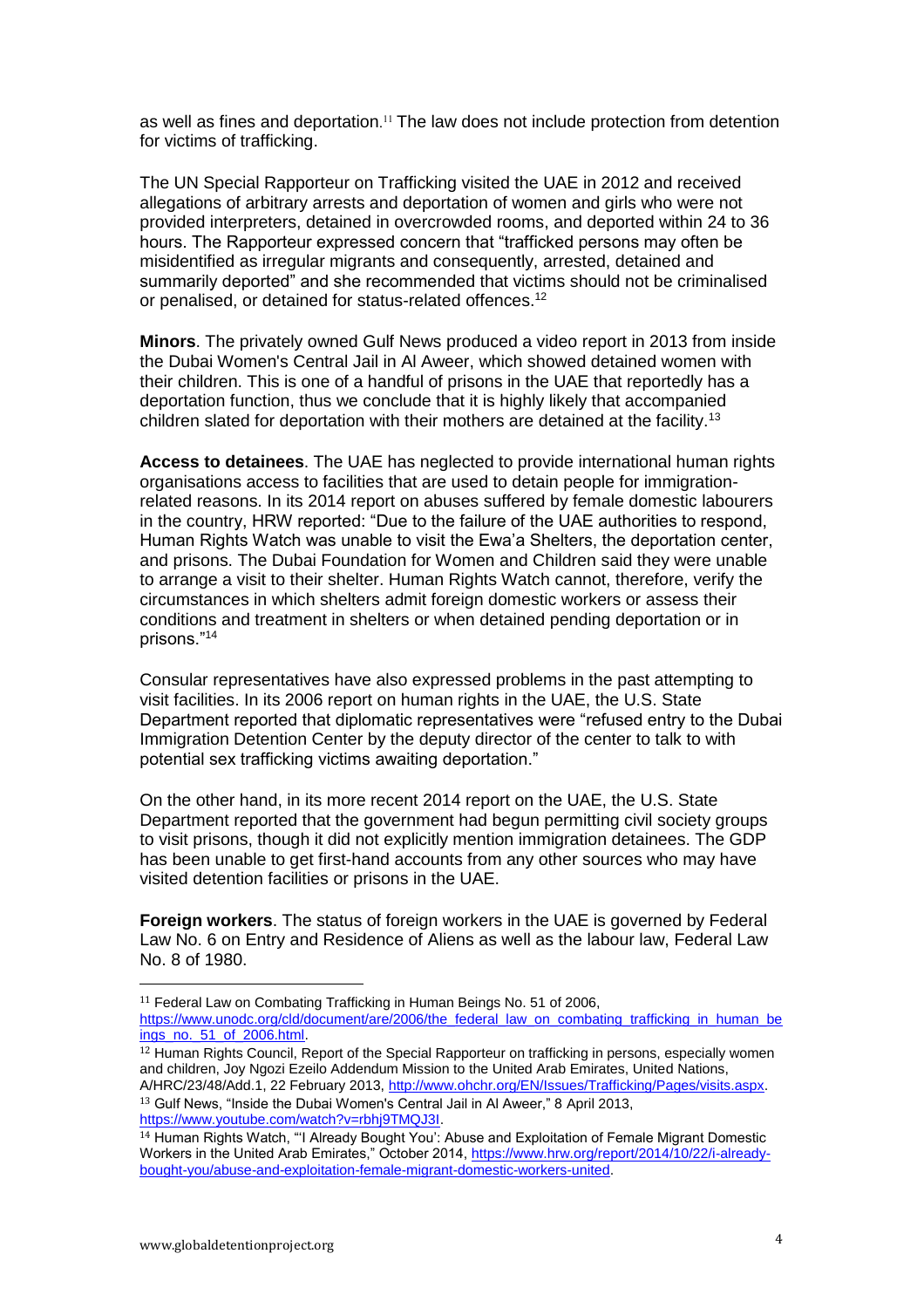as well as fines and deportation.[11] The law does not include protection from detention for victims of trafficking.

The UN Special Rapporteur on Trafficking visited the UAE in 2012 and received allegations of arbitrary arrests and deportation of women and girls who were not provided interpreters, detained in overcrowded rooms, and deported within 24 to 36 hours. The Rapporteur expressed concern that "trafficked persons may often be misidentified as irregular migrants and consequently, arrested, detained and summarily deported" and she recommended that victims should not be criminalised or penalised, or detained for status-related offences.[12]

**Minors**. The privately owned Gulf News produced a video report in 2013 from inside the Dubai Women's Central Jail in Al Aweer, which showed detained women with their children. This is one of a handful of prisons in the UAE that reportedly has a deportation function, thus we conclude that it is highly likely that accompanied children slated for deportation with their mothers are detained at the facility.[13]

**Access to detainees**. The UAE has neglected to provide international human rights organisations access to facilities that are used to detain people for immigration-related reasons. In its 2014 report on abuses suffered by female domestic labourers in the country, HRW reported: "Due to the failure of the UAE authorities to respond, Human Rights Watch was unable to visit the Ewa'a Shelters, the deportation center, and prisons. The Dubai Foundation for Women and Children said they were unable to arrange a visit to their shelter. Human Rights Watch cannot, therefore, verify the circumstances in which shelters admit foreign domestic workers or assess their conditions and treatment in shelters or when detained pending deportation or in prisons."[14]

Consular representatives have also expressed problems in the past attempting to visit facilities. In its 2006 report on human rights in the UAE, the U.S. State Department reported that diplomatic representatives were "refused entry to the Dubai Immigration Detention Center by the deputy director of the center to talk to with potential sex trafficking victims awaiting deportation."

On the other hand, in its more recent 2014 report on the UAE, the U.S. State Department reported that the government had begun permitting civil society groups to visit prisons, though it did not explicitly mention immigration detainees. The GDP has been unable to get first-hand accounts from any other sources who may have visited detention facilities or prisons in the UAE.

**Foreign workers**. The status of foreign workers in the UAE is governed by Federal Law No. 6 on Entry and Residence of Aliens as well as the labour law, Federal Law No. 8 of 1980.

---

[11] Federal Law on Combating Trafficking in Human Beings No. 51 of 2006, https://www.unodc.org/cld/document/are/2006/the_federal_law_on_combating_trafficking_in_human_beings_no._51_of_2006.html.

[12] Human Rights Council, Report of the Special Rapporteur on trafficking in persons, especially women and children, Joy Ngozi Ezeilo Addendum Mission to the United Arab Emirates, United Nations, A/HRC/23/48/Add.1, 22 February 2013, http://www.ohchr.org/EN/Issues/Trafficking/Pages/visits.aspx.

[13] Gulf News, "Inside the Dubai Women's Central Jail in Al Aweer," 8 April 2013, https://www.youtube.com/watch?v=rbhj9TMQJ3I.

[14] Human Rights Watch, "'I Already Bought You': Abuse and Exploitation of Female Migrant Domestic Workers in the United Arab Emirates," October 2014, https://www.hrw.org/report/2014/10/22/i-already-bought-you/abuse-and-exploitation-female-migrant-domestic-workers-united.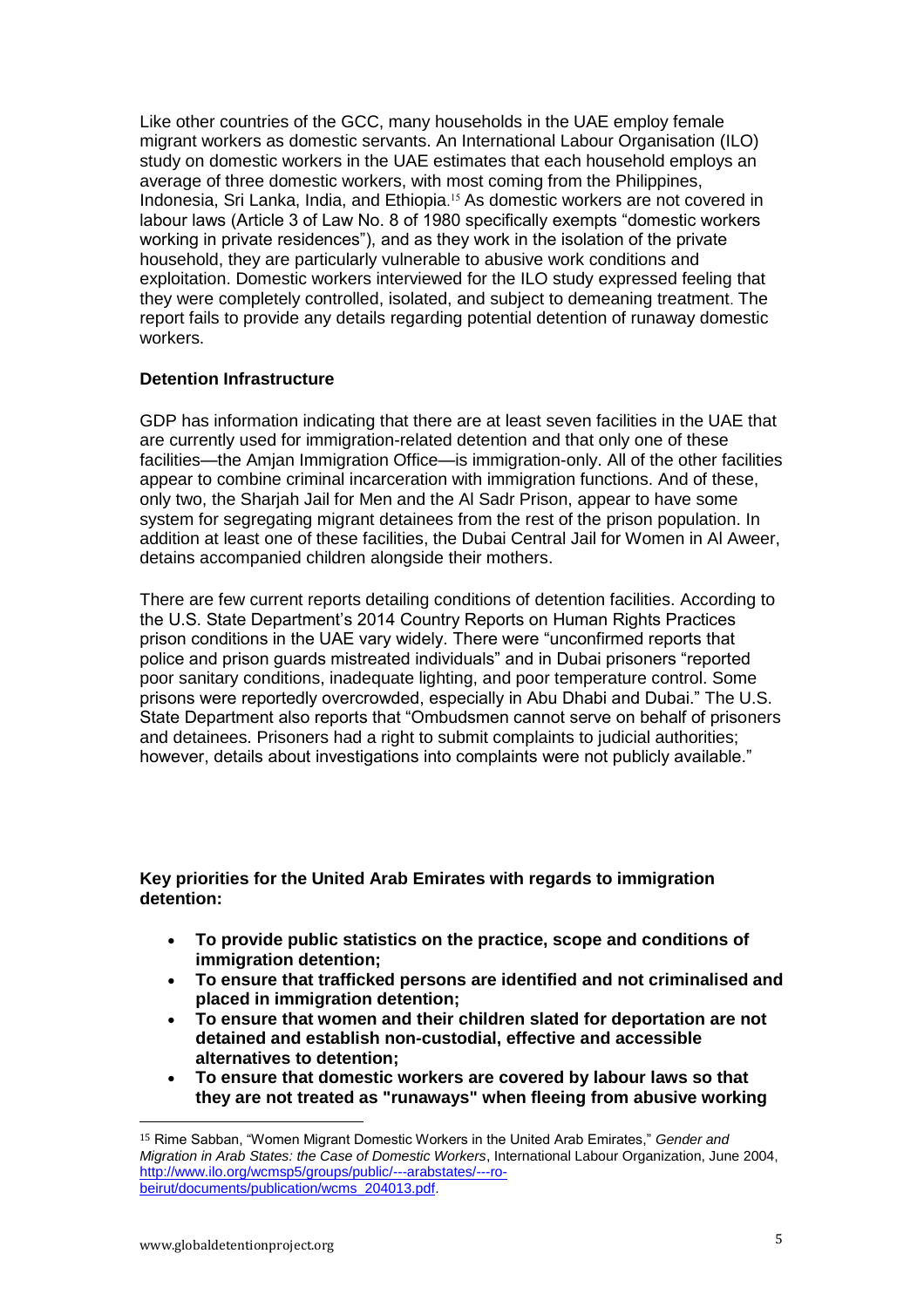Like other countries of the GCC, many households in the UAE employ female migrant workers as domestic servants. An International Labour Organisation (ILO) study on domestic workers in the UAE estimates that each household employs an average of three domestic workers, with most coming from the Philippines, Indonesia, Sri Lanka, India, and Ethiopia.[15] As domestic workers are not covered in labour laws (Article 3 of Law No. 8 of 1980 specifically exempts "domestic workers working in private residences"), and as they work in the isolation of the private household, they are particularly vulnerable to abusive work conditions and exploitation. Domestic workers interviewed for the ILO study expressed feeling that they were completely controlled, isolated, and subject to demeaning treatment. The report fails to provide any details regarding potential detention of runaway domestic workers.

**Detention Infrastructure**

GDP has information indicating that there are at least seven facilities in the UAE that are currently used for immigration-related detention and that only one of these facilities—the Amjan Immigration Office—is immigration-only. All of the other facilities appear to combine criminal incarceration with immigration functions. And of these, only two, the Sharjah Jail for Men and the Al Sadr Prison, appear to have some system for segregating migrant detainees from the rest of the prison population. In addition at least one of these facilities, the Dubai Central Jail for Women in Al Aweer, detains accompanied children alongside their mothers.

There are few current reports detailing conditions of detention facilities. According to the U.S. State Department's 2014 Country Reports on Human Rights Practices prison conditions in the UAE vary widely. There were "unconfirmed reports that police and prison guards mistreated individuals" and in Dubai prisoners "reported poor sanitary conditions, inadequate lighting, and poor temperature control. Some prisons were reportedly overcrowded, especially in Abu Dhabi and Dubai." The U.S. State Department also reports that "Ombudsmen cannot serve on behalf of prisoners and detainees. Prisoners had a right to submit complaints to judicial authorities; however, details about investigations into complaints were not publicly available."

**Key priorities for the United Arab Emirates with regards to immigration detention:**

- **To provide public statistics on the practice, scope and conditions of immigration detention;**
- **To ensure that trafficked persons are identified and not criminalised and placed in immigration detention;**
- **To ensure that women and their children slated for deportation are not detained and establish non-custodial, effective and accessible alternatives to detention;**
- **To ensure that domestic workers are covered by labour laws so that they are not treated as "runaways" when fleeing from abusive working**

---

[15] Rime Sabban, "Women Migrant Domestic Workers in the United Arab Emirates," *Gender and Migration in Arab States: the Case of Domestic Workers*, International Labour Organization, June 2004, http://www.ilo.org/wcmsp5/groups/public/---arabstates/---ro-beirut/documents/publication/wcms_204013.pdf.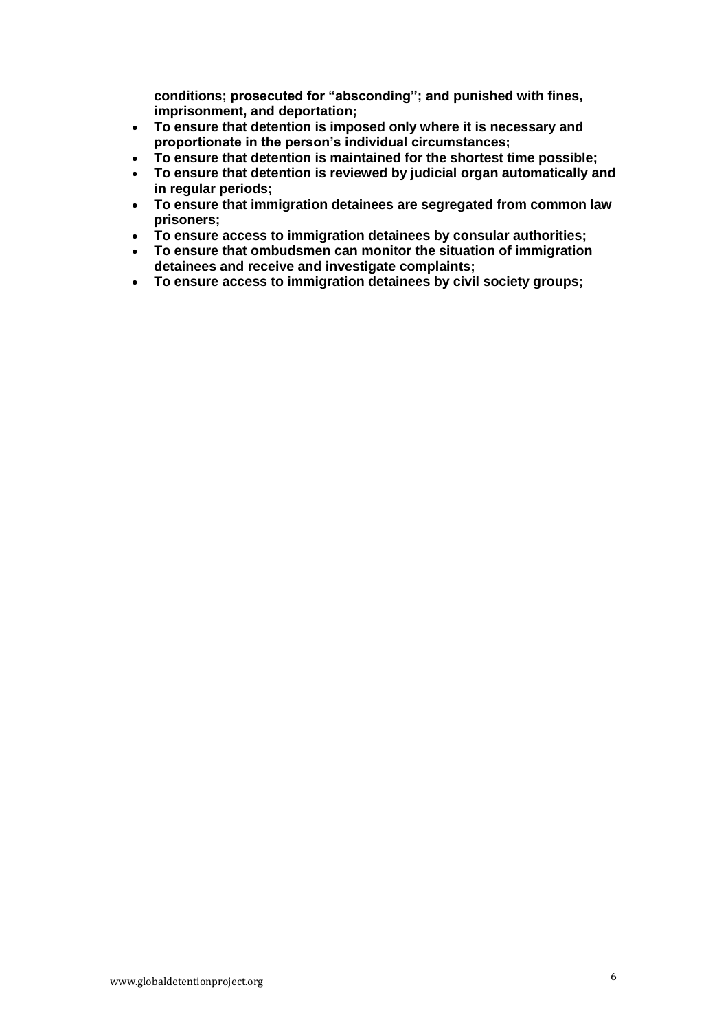**conditions; prosecuted for "absconding"; and punished with fines, imprisonment, and deportation;**

- **To ensure that detention is imposed only where it is necessary and proportionate in the person's individual circumstances;**
- **To ensure that detention is maintained for the shortest time possible;**
- **To ensure that detention is reviewed by judicial organ automatically and in regular periods;**
- **To ensure that immigration detainees are segregated from common law prisoners;**
- **To ensure access to immigration detainees by consular authorities;**
- **To ensure that ombudsmen can monitor the situation of immigration detainees and receive and investigate complaints;**
- **To ensure access to immigration detainees by civil society groups;**